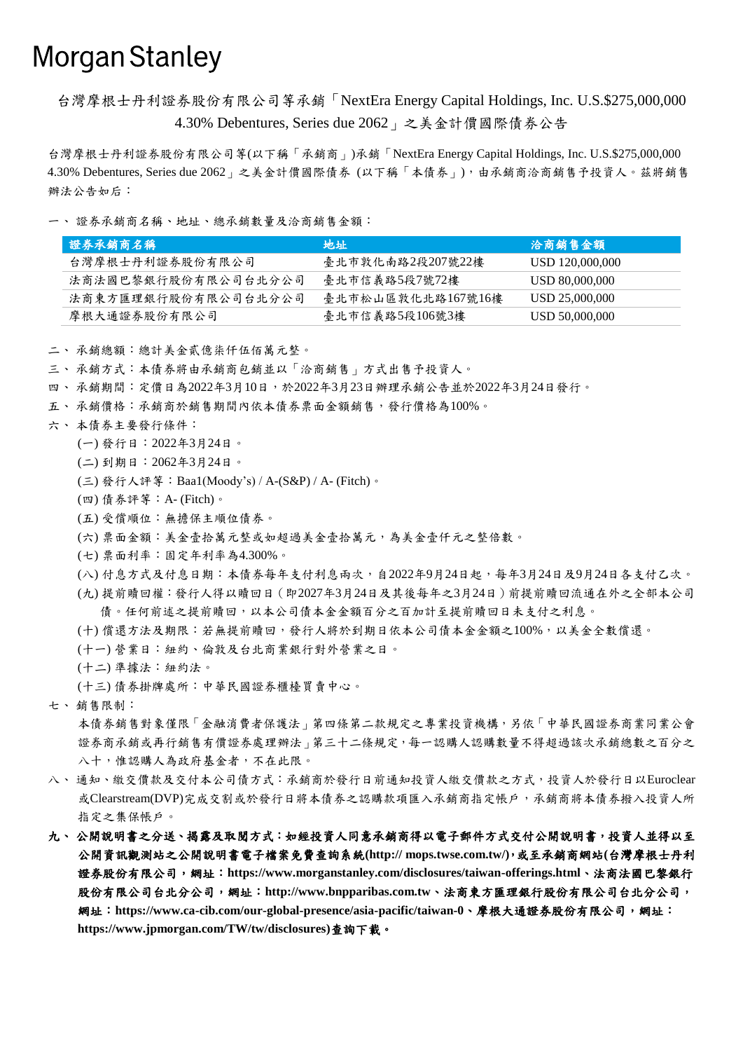# Morgan Stanley

## 台灣摩根士丹利證券股份有限公司等承銷「NextEra Energy Capital Holdings, Inc. U.S.$275,000,000 4.30% Debentures, Series due 2062」之美金計價國際債券公告

台灣摩根士丹利證券股份有限公司等(以下稱「承銷商」)承銷「NextEra Energy Capital Holdings, Inc. U.S.$275,000,000 4.30% Debentures, Series due 2062」之美金計價國際債券 (以下稱「本債券」)，由承銷商洽商銷售予投資人。茲將銷售辦法公告如后：

一、 證券承銷商名稱、地址、總承銷數量及洽商銷售金額：

| 證券承銷商名稱 | 地址 | 洽商銷售金額 |
|---|---|---|
| 台灣摩根士丹利證券股份有限公司 | 臺北市敦化南路2段207號22樓 | USD 120,000,000 |
| 法商法國巴黎銀行股份有限公司台北分公司 | 臺北市信義路5段7號72樓 | USD 80,000,000 |
| 法商東方匯理銀行股份有限公司台北分公司 | 臺北市松山區敦化北路167號16樓 | USD 25,000,000 |
| 摩根大通證券股份有限公司 | 臺北市信義路5段106號3樓 | USD 50,000,000 |

二、 承銷總額：總計美金貳億柒仟伍佰萬元整。

三、 承銷方式：本債券將由承銷商包銷並以「洽商銷售」方式出售予投資人。

四、 承銷期間：定價日為2022年3月10日，於2022年3月23日辦理承銷公告並於2022年3月24日發行。

五、 承銷價格：承銷商於銷售期間內依本債券票面金額銷售，發行價格為100%。

六、 本債券主要發行條件：

(一) 發行日：2022年3月24日。

(二) 到期日：2062年3月24日。

(三) 發行人評等：Baa1(Moody's) / A-(S&P) / A- (Fitch)。

(四) 債券評等：A- (Fitch)。

(五) 受償順位：無擔保主順位債券。

(六) 票面金額：美金壹拾萬元整或如超過美金壹拾萬元，為美金壹仟元之整倍數。

(七) 票面利率：固定年利率為4.300%。

(八) 付息方式及付息日期：本債券每年支付利息兩次，自2022年9月24日起，每年3月24日及9月24日各支付乙次。

(九) 提前贖回權：發行人得以贖回日(即2027年3月24日及其後每年之3月24日)前提前贖回流通在外之全部本公司債。任何前述之提前贖回，以本公司債本金金額百分之百加計至提前贖回日未支付之利息。

(十) 償還方法及期限：若無提前贖回，發行人將於到期日依本公司債本金金額之100%，以美金全數償還。

(十一) 營業日：紐約、倫敦及台北商業銀行對外營業之日。

(十二) 準據法：紐約法。

(十三) 債券掛牌處所：中華民國證券櫃檯買賣中心。

七、 銷售限制：

本債券銷售對象僅限「金融消費者保護法」第四條第二款規定之專業投資機構，另依「中華民國證券商業同業公會證券商承銷或再行銷售有價證券處理辦法」第三十二條規定，每一認購人認購數量不得超過該次承銷總數之百分之八十，惟認購人為政府基金者，不在此限。

八、 通知、繳交價款及交付本公司債方式：承銷商於發行日前通知投資人繳交價款之方式，投資人於發行日以Euroclear或Clearstream(DVP)完成交割或於發行日將本債券之認購款項匯入承銷商指定帳戶，承銷商將本債券撥入投資人所指定之集保帳戶。

**九、 公開說明書之分送、揭露及取閱方式：如經投資人同意承銷商得以電子郵件方式交付公開說明書，投資人並得以至公開資訊觀測站之公開說明書電子檔案免費查詢系統(http:// mops.twse.com.tw/)，或至承銷商網站(台灣摩根士丹利證券股份有限公司，網址：https://www.morganstanley.com/disclosures/taiwan-offerings.html、法商法國巴黎銀行股份有限公司台北分公司，網址：http://www.bnpparibas.com.tw、法商東方匯理銀行股份有限公司台北分公司，網址：https://www.ca-cib.com/our-global-presence/asia-pacific/taiwan-0、摩根大通證券股份有限公司，網址：https://www.jpmorgan.com/TW/tw/disclosures)查詢下載。**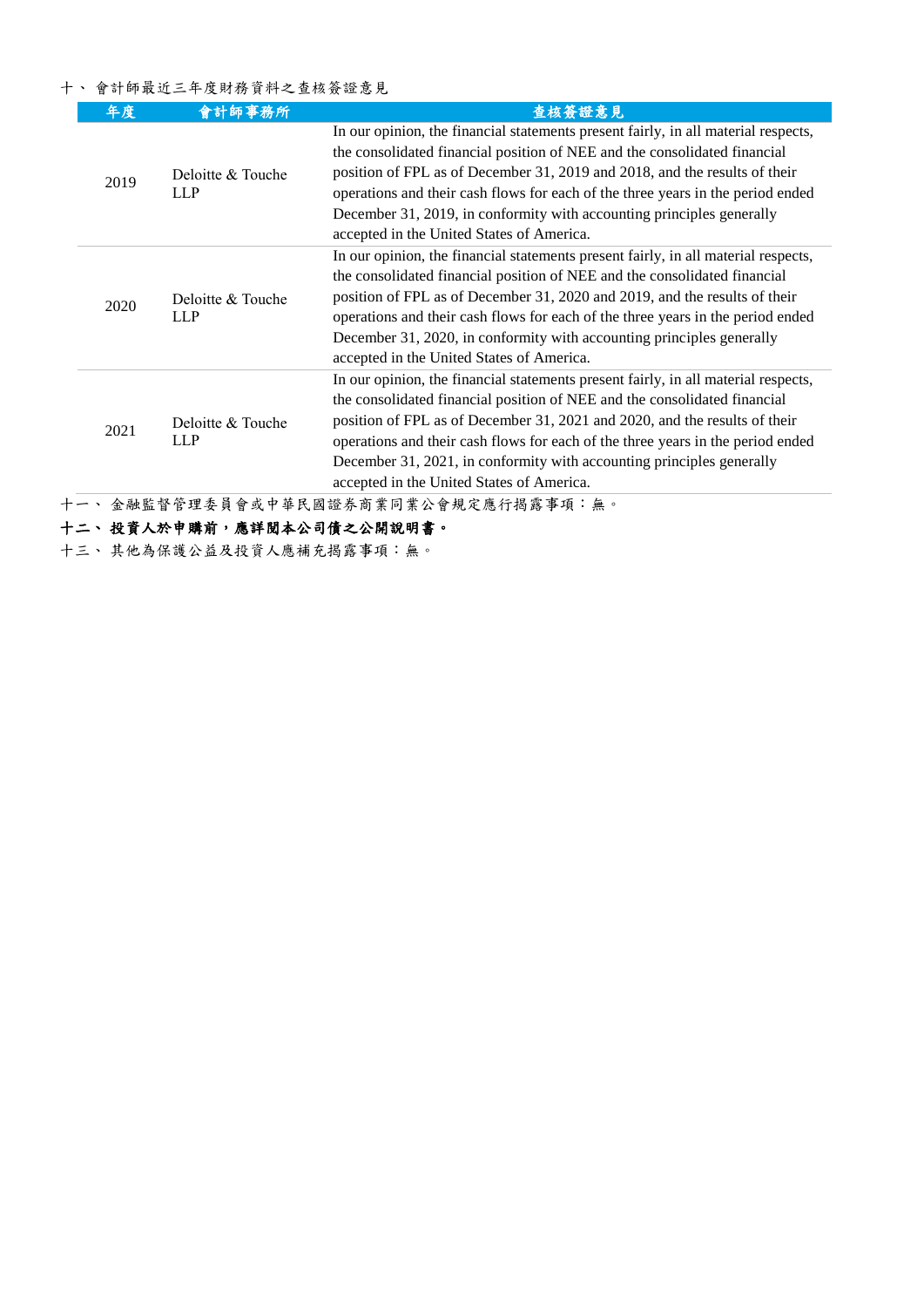十、 會計師最近三年度財務資料之查核簽證意見

| 年度 | 會計師事務所 | 查核簽證意見 |
|---|---|---|
| 2019 | Deloitte & Touche LLP | In our opinion, the financial statements present fairly, in all material respects, the consolidated financial position of NEE and the consolidated financial position of FPL as of December 31, 2019 and 2018, and the results of their operations and their cash flows for each of the three years in the period ended December 31, 2019, in conformity with accounting principles generally accepted in the United States of America. |
| 2020 | Deloitte & Touche LLP | In our opinion, the financial statements present fairly, in all material respects, the consolidated financial position of NEE and the consolidated financial position of FPL as of December 31, 2020 and 2019, and the results of their operations and their cash flows for each of the three years in the period ended December 31, 2020, in conformity with accounting principles generally accepted in the United States of America. |
| 2021 | Deloitte & Touche LLP | In our opinion, the financial statements present fairly, in all material respects, the consolidated financial position of NEE and the consolidated financial position of FPL as of December 31, 2021 and 2020, and the results of their operations and their cash flows for each of the three years in the period ended December 31, 2021, in conformity with accounting principles generally accepted in the United States of America. |

十一、 金融監督管理委員會或中華民國證券商業同業公會規定應行揭露事項：無。

**十二、 投資人於申購前，應詳閱本公司債之公開說明書。**

十三、 其他為保護公益及投資人應補充揭露事項：無。